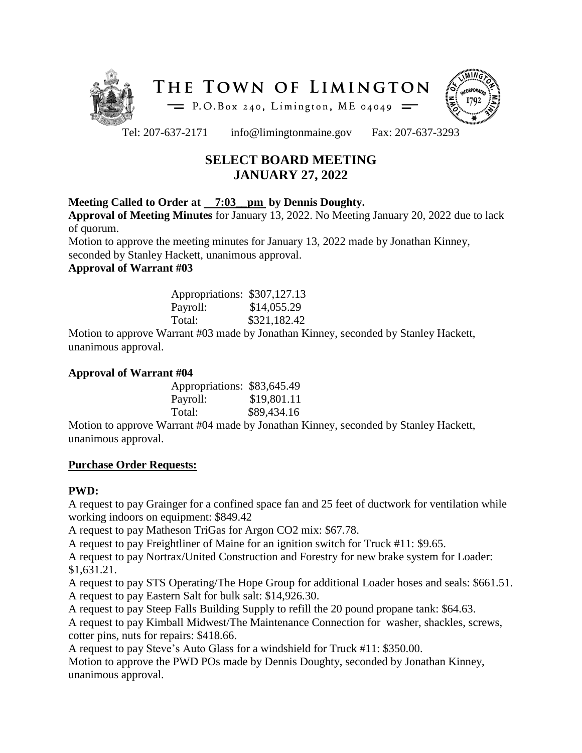# THE TOWN OF LIMINGTON

P.O.Box 240, Limington, ME 04049

Tel: 207-637-2171 info@limingtonmaine.gov Fax: 207-637-3293

## SELECT BOARD MEETING
## JANUARY 27, 2022

**Meeting Called to Order at 7:03 pm by Dennis Doughty.**

**Approval of Meeting Minutes** for January 13, 2022. No Meeting January 20, 2022 due to lack of quorum.

Motion to approve the meeting minutes for January 13, 2022 made by Jonathan Kinney, seconded by Stanley Hackett, unanimous approval.

**Approval of Warrant #03**

| | |
|---|---|
| Appropriations: | $307,127.13 |
| Payroll: | $14,055.29 |
| Total: | $321,182.42 |

Motion to approve Warrant #03 made by Jonathan Kinney, seconded by Stanley Hackett, unanimous approval.

**Approval of Warrant #04**

| | |
|---|---|
| Appropriations: | $83,645.49 |
| Payroll: | $19,801.11 |
| Total: | $89,434.16 |

Motion to approve Warrant #04 made by Jonathan Kinney, seconded by Stanley Hackett, unanimous approval.

**Purchase Order Requests:**

**PWD:**

A request to pay Grainger for a confined space fan and 25 feet of ductwork for ventilation while working indoors on equipment: $849.42

A request to pay Matheson TriGas for Argon CO2 mix: $67.78.

A request to pay Freightliner of Maine for an ignition switch for Truck #11: $9.65.

A request to pay Nortrax/United Construction and Forestry for new brake system for Loader: $1,631.21.

A request to pay STS Operating/The Hope Group for additional Loader hoses and seals: $661.51.

A request to pay Eastern Salt for bulk salt: $14,926.30.

A request to pay Steep Falls Building Supply to refill the 20 pound propane tank: $64.63.

A request to pay Kimball Midwest/The Maintenance Connection for washer, shackles, screws, cotter pins, nuts for repairs: $418.66.

A request to pay Steve's Auto Glass for a windshield for Truck #11: $350.00.

Motion to approve the PWD POs made by Dennis Doughty, seconded by Jonathan Kinney, unanimous approval.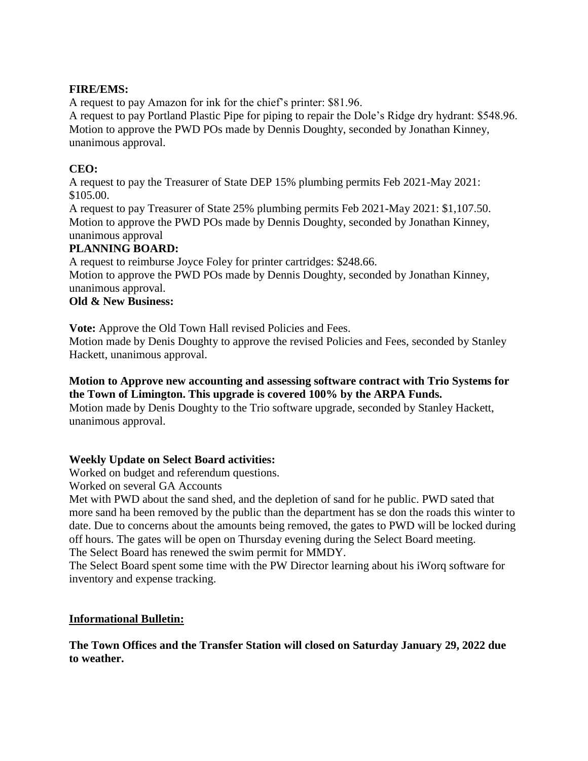**FIRE/EMS:**

A request to pay Amazon for ink for the chief's printer: $81.96.

A request to pay Portland Plastic Pipe for piping to repair the Dole's Ridge dry hydrant: $548.96.

Motion to approve the PWD POs made by Dennis Doughty, seconded by Jonathan Kinney, unanimous approval.

**CEO:**

A request to pay the Treasurer of State DEP 15% plumbing permits Feb 2021-May 2021: $105.00.

A request to pay Treasurer of State 25% plumbing permits Feb 2021-May 2021: $1,107.50.

Motion to approve the PWD POs made by Dennis Doughty, seconded by Jonathan Kinney, unanimous approval

**PLANNING BOARD:**

A request to reimburse Joyce Foley for printer cartridges: $248.66.

Motion to approve the PWD POs made by Dennis Doughty, seconded by Jonathan Kinney, unanimous approval.

**Old & New Business:**

**Vote:** Approve the Old Town Hall revised Policies and Fees.

Motion made by Denis Doughty to approve the revised Policies and Fees, seconded by Stanley Hackett, unanimous approval.

**Motion to Approve new accounting and assessing software contract with Trio Systems for the Town of Limington. This upgrade is covered 100% by the ARPA Funds.**

Motion made by Denis Doughty to the Trio software upgrade, seconded by Stanley Hackett, unanimous approval.

**Weekly Update on Select Board activities:**

Worked on budget and referendum questions.

Worked on several GA Accounts

Met with PWD about the sand shed, and the depletion of sand for he public. PWD sated that more sand ha been removed by the public than the department has se don the roads this winter to date. Due to concerns about the amounts being removed, the gates to PWD will be locked during off hours. The gates will be open on Thursday evening during the Select Board meeting.

The Select Board has renewed the swim permit for MMDY.

The Select Board spent some time with the PW Director learning about his iWorq software for inventory and expense tracking.

**Informational Bulletin:**

**The Town Offices and the Transfer Station will closed on Saturday January 29, 2022 due to weather.**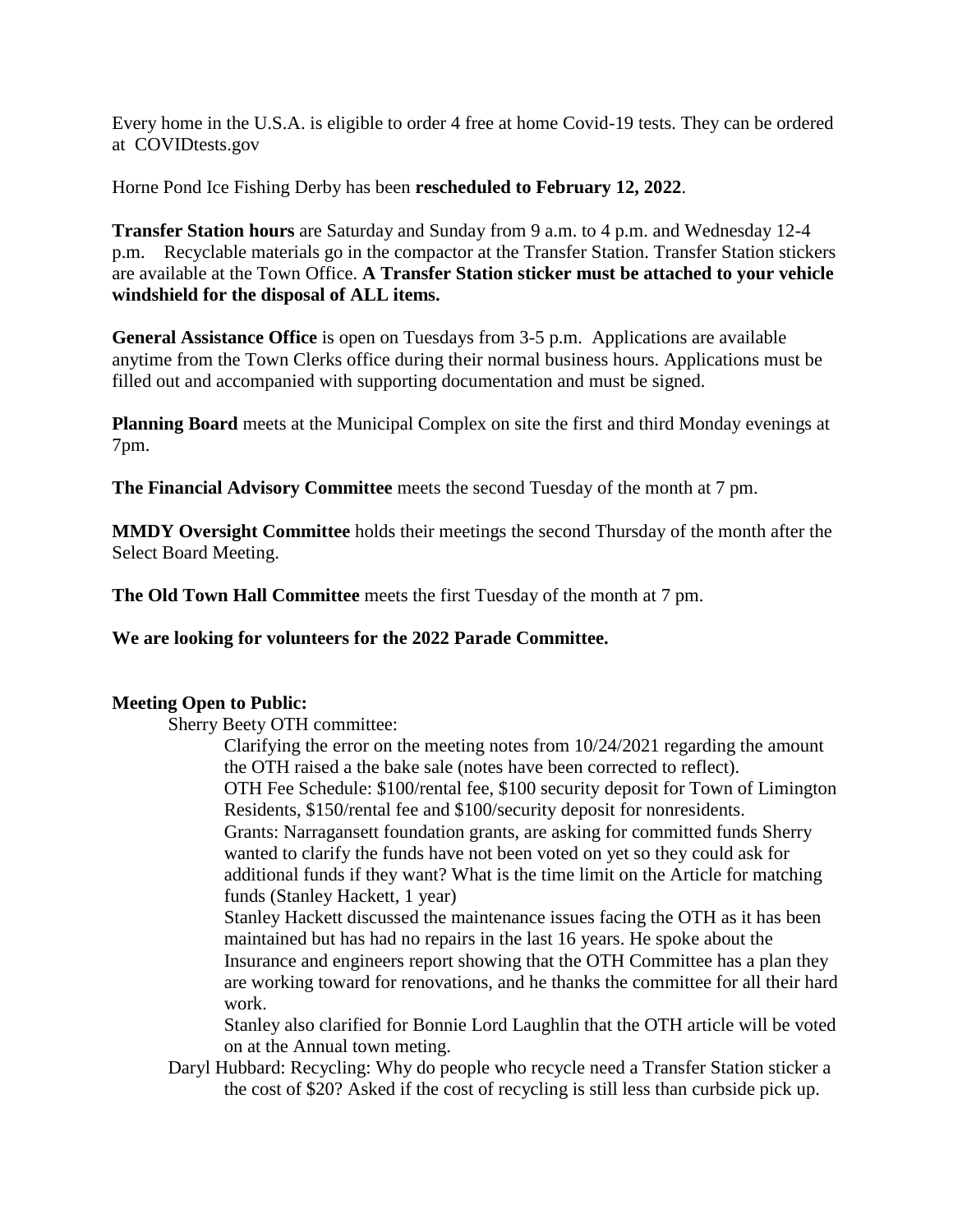Every home in the U.S.A. is eligible to order 4 free at home Covid-19 tests. They can be ordered at COVIDtests.gov

Horne Pond Ice Fishing Derby has been **rescheduled to February 12, 2022**.

**Transfer Station hours** are Saturday and Sunday from 9 a.m. to 4 p.m. and Wednesday 12-4 p.m. Recyclable materials go in the compactor at the Transfer Station. Transfer Station stickers are available at the Town Office. **A Transfer Station sticker must be attached to your vehicle windshield for the disposal of ALL items.**

**General Assistance Office** is open on Tuesdays from 3-5 p.m. Applications are available anytime from the Town Clerks office during their normal business hours. Applications must be filled out and accompanied with supporting documentation and must be signed.

**Planning Board** meets at the Municipal Complex on site the first and third Monday evenings at 7pm.

**The Financial Advisory Committee** meets the second Tuesday of the month at 7 pm.

**MMDY Oversight Committee** holds their meetings the second Thursday of the month after the Select Board Meeting.

**The Old Town Hall Committee** meets the first Tuesday of the month at 7 pm.

**We are looking for volunteers for the 2022 Parade Committee.**

**Meeting Open to Public:**

Sherry Beety OTH committee:

Clarifying the error on the meeting notes from 10/24/2021 regarding the amount the OTH raised a the bake sale (notes have been corrected to reflect).

OTH Fee Schedule: $100/rental fee, $100 security deposit for Town of Limington Residents, $150/rental fee and $100/security deposit for nonresidents.

Grants: Narragansett foundation grants, are asking for committed funds Sherry wanted to clarify the funds have not been voted on yet so they could ask for additional funds if they want? What is the time limit on the Article for matching funds (Stanley Hackett, 1 year)

Stanley Hackett discussed the maintenance issues facing the OTH as it has been maintained but has had no repairs in the last 16 years. He spoke about the Insurance and engineers report showing that the OTH Committee has a plan they are working toward for renovations, and he thanks the committee for all their hard work.

Stanley also clarified for Bonnie Lord Laughlin that the OTH article will be voted on at the Annual town meting.

Daryl Hubbard: Recycling: Why do people who recycle need a Transfer Station sticker a the cost of $20? Asked if the cost of recycling is still less than curbside pick up.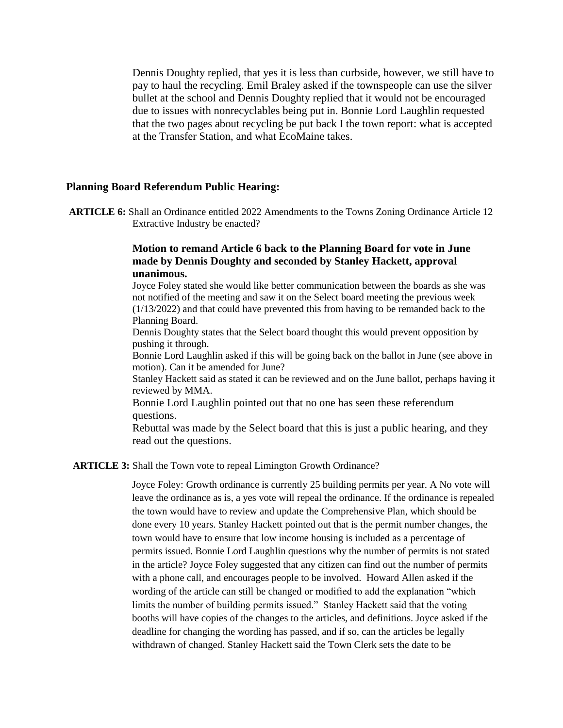Dennis Doughty replied, that yes it is less than curbside, however, we still have to pay to haul the recycling. Emil Braley asked if the townspeople can use the silver bullet at the school and Dennis Doughty replied that it would not be encouraged due to issues with nonrecyclables being put in. Bonnie Lord Laughlin requested that the two pages about recycling be put back I the town report: what is accepted at the Transfer Station, and what EcoMaine takes.

**Planning Board Referendum Public Hearing:**

**ARTICLE 6:** Shall an Ordinance entitled 2022 Amendments to the Towns Zoning Ordinance Article 12 Extractive Industry be enacted?

**Motion to remand Article 6 back to the Planning Board for vote in June made by Dennis Doughty and seconded by Stanley Hackett, approval unanimous.**

Joyce Foley stated she would like better communication between the boards as she was not notified of the meeting and saw it on the Select board meeting the previous week (1/13/2022) and that could have prevented this from having to be remanded back to the Planning Board.

Dennis Doughty states that the Select board thought this would prevent opposition by pushing it through.

Bonnie Lord Laughlin asked if this will be going back on the ballot in June (see above in motion). Can it be amended for June?

Stanley Hackett said as stated it can be reviewed and on the June ballot, perhaps having it reviewed by MMA.

Bonnie Lord Laughlin pointed out that no one has seen these referendum questions.

Rebuttal was made by the Select board that this is just a public hearing, and they read out the questions.

**ARTICLE 3:** Shall the Town vote to repeal Limington Growth Ordinance?

Joyce Foley: Growth ordinance is currently 25 building permits per year. A No vote will leave the ordinance as is, a yes vote will repeal the ordinance. If the ordinance is repealed the town would have to review and update the Comprehensive Plan, which should be done every 10 years. Stanley Hackett pointed out that is the permit number changes, the town would have to ensure that low income housing is included as a percentage of permits issued. Bonnie Lord Laughlin questions why the number of permits is not stated in the article? Joyce Foley suggested that any citizen can find out the number of permits with a phone call, and encourages people to be involved. Howard Allen asked if the wording of the article can still be changed or modified to add the explanation "which limits the number of building permits issued." Stanley Hackett said that the voting booths will have copies of the changes to the articles, and definitions. Joyce asked if the deadline for changing the wording has passed, and if so, can the articles be legally withdrawn of changed. Stanley Hackett said the Town Clerk sets the date to be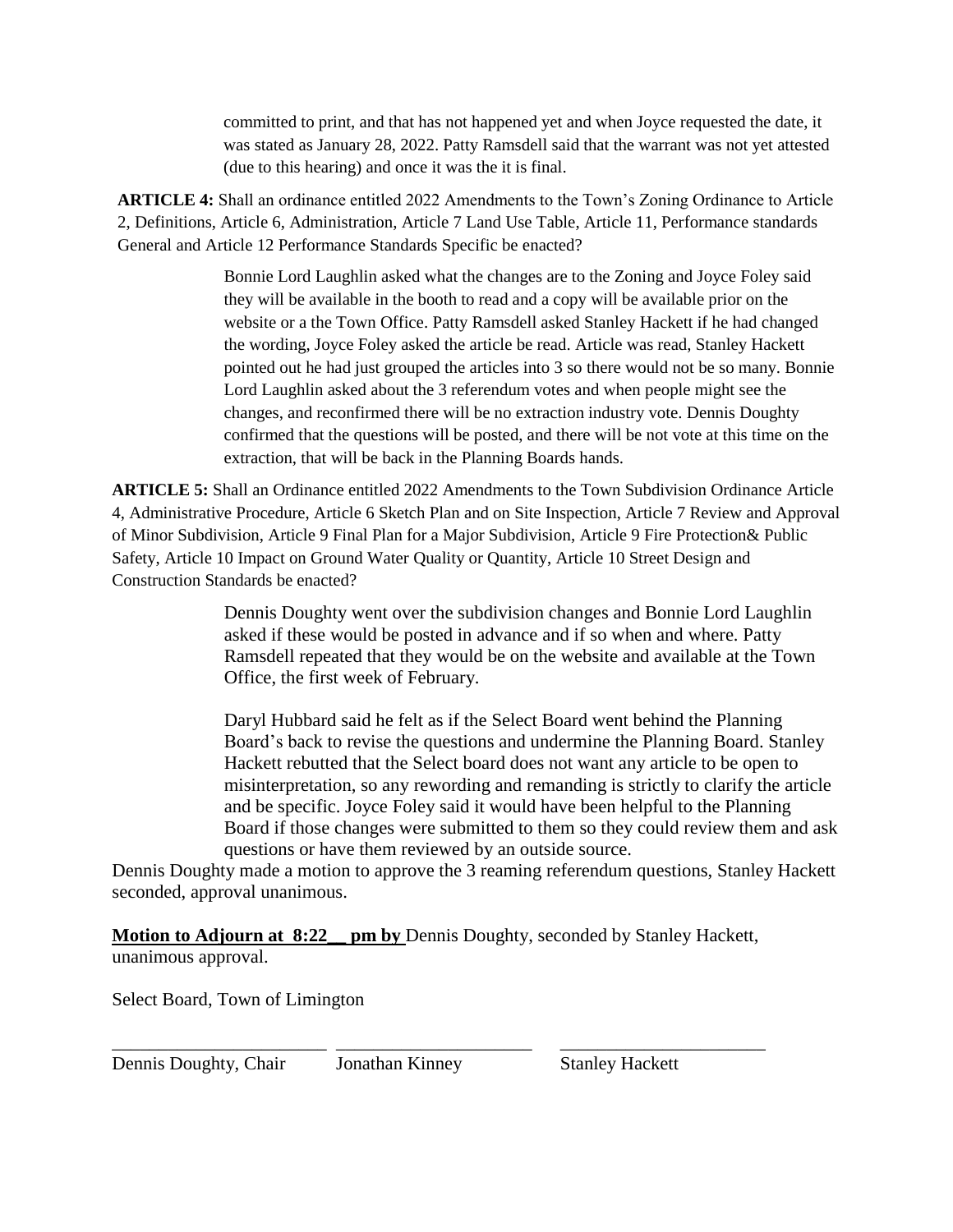committed to print, and that has not happened yet and when Joyce requested the date, it was stated as January 28, 2022. Patty Ramsdell said that the warrant was not yet attested (due to this hearing) and once it was the it is final.

**ARTICLE 4:** Shall an ordinance entitled 2022 Amendments to the Town's Zoning Ordinance to Article 2, Definitions, Article 6, Administration, Article 7 Land Use Table, Article 11, Performance standards General and Article 12 Performance Standards Specific be enacted?

Bonnie Lord Laughlin asked what the changes are to the Zoning and Joyce Foley said they will be available in the booth to read and a copy will be available prior on the website or a the Town Office. Patty Ramsdell asked Stanley Hackett if he had changed the wording, Joyce Foley asked the article be read. Article was read, Stanley Hackett pointed out he had just grouped the articles into 3 so there would not be so many. Bonnie Lord Laughlin asked about the 3 referendum votes and when people might see the changes, and reconfirmed there will be no extraction industry vote. Dennis Doughty confirmed that the questions will be posted, and there will be not vote at this time on the extraction, that will be back in the Planning Boards hands.

**ARTICLE 5:** Shall an Ordinance entitled 2022 Amendments to the Town Subdivision Ordinance Article 4, Administrative Procedure, Article 6 Sketch Plan and on Site Inspection, Article 7 Review and Approval of Minor Subdivision, Article 9 Final Plan for a Major Subdivision, Article 9 Fire Protection& Public Safety, Article 10 Impact on Ground Water Quality or Quantity, Article 10 Street Design and Construction Standards be enacted?

Dennis Doughty went over the subdivision changes and Bonnie Lord Laughlin asked if these would be posted in advance and if so when and where. Patty Ramsdell repeated that they would be on the website and available at the Town Office, the first week of February.

Daryl Hubbard said he felt as if the Select Board went behind the Planning Board's back to revise the questions and undermine the Planning Board. Stanley Hackett rebutted that the Select board does not want any article to be open to misinterpretation, so any rewording and remanding is strictly to clarify the article and be specific. Joyce Foley said it would have been helpful to the Planning Board if those changes were submitted to them so they could review them and ask questions or have them reviewed by an outside source.

Dennis Doughty made a motion to approve the 3 reaming referendum questions, Stanley Hackett seconded, approval unanimous.

**Motion to Adjourn at 8:22__ pm by** Dennis Doughty, seconded by Stanley Hackett, unanimous approval.

Select Board, Town of Limington

| | | |
|---|---|---|
| _______________________ | _______________________ | _______________________ |
| Dennis Doughty, Chair | Jonathan Kinney | Stanley Hackett |